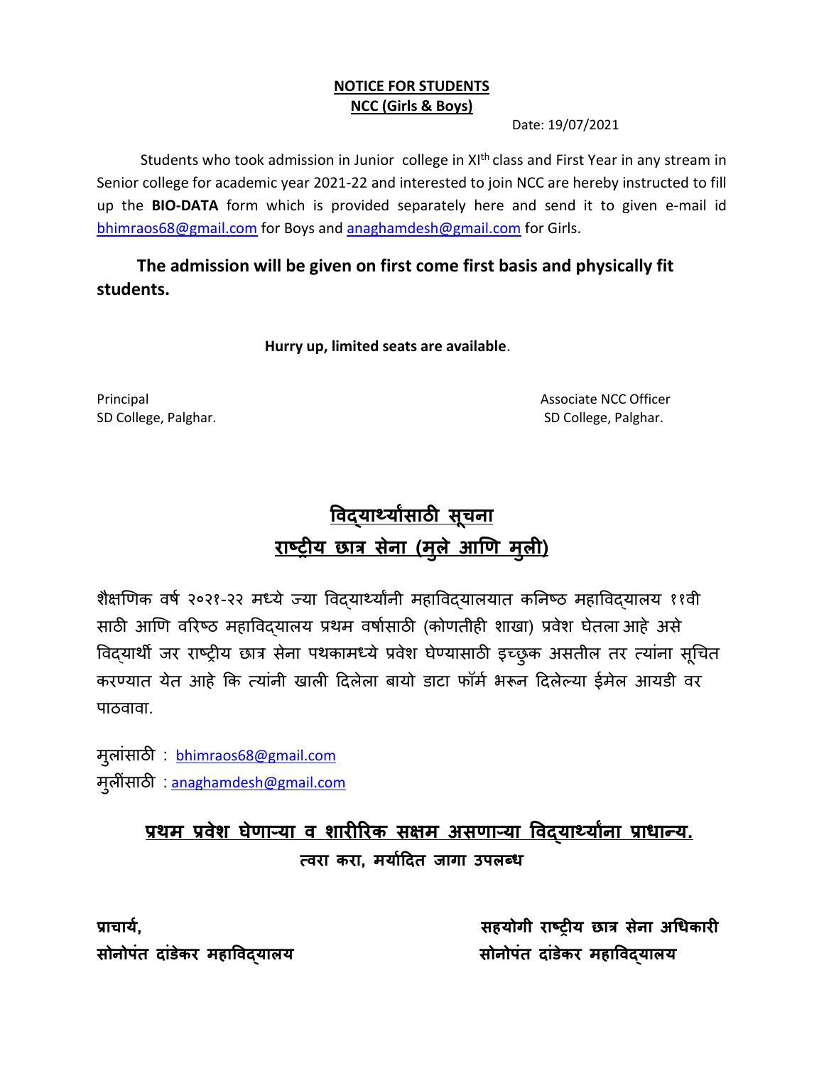# NOTICE FOR STUDENTS
## NCC (Girls & Boys)

Date: 19/07/2021

Students who took admission in Junior college in XI$^{th}$ class and First Year in any stream in Senior college for academic year 2021-22 and interested to join NCC are hereby instructed to fill up the **BIO-DATA** form which is provided separately here and send it to given e-mail id bhimraos68@gmail.com for Boys and anaghamdesh@gmail.com for Girls.

**The admission will be given on first come first basis and physically fit students.**

**Hurry up, limited seats are available**.

Principal
SD College, Palghar.

Associate NCC Officer
SD College, Palghar.

# विद्यार्थ्यांसाठी सूचना
## राष्ट्रीय छात्र सेना (मुले आणि मुली)

शैक्षणिक वर्ष २०२१-२२ मध्ये ज्या विद्यार्थ्यांनी महाविद्यालयात कनिष्ठ महाविद्यालय ११वी साठी आणि वरिष्ठ महाविद्यालय प्रथम वर्षासाठी (कोणतीही शाखा) प्रवेश घेतला आहे असे विद्यार्थी जर राष्ट्रीय छात्र सेना पथकामध्ये प्रवेश घेण्यासाठी इच्छुक असतील तर त्यांना सूचित करण्यात येत आहे कि त्यांनी खाली दिलेला बायो डाटा फॉर्म भरून दिलेल्या ईमेल आयडी वर पाठवावा.

मुलांसाठी : bhimraos68@gmail.com
मुलींसाठी : anaghamdesh@gmail.com

**प्रथम प्रवेश घेणाऱ्या व शारीरिक सक्षम असणाऱ्या विद्यार्थ्यांना प्राधान्य.**

**त्वरा करा, मर्यादित जागा उपलब्ध**

**प्राचार्य,**
**सोनोपंत दांडेकर महाविद्यालय**

**सहयोगी राष्ट्रीय छात्र सेना अधिकारी**
**सोनोपंत दांडेकर महाविद्यालय**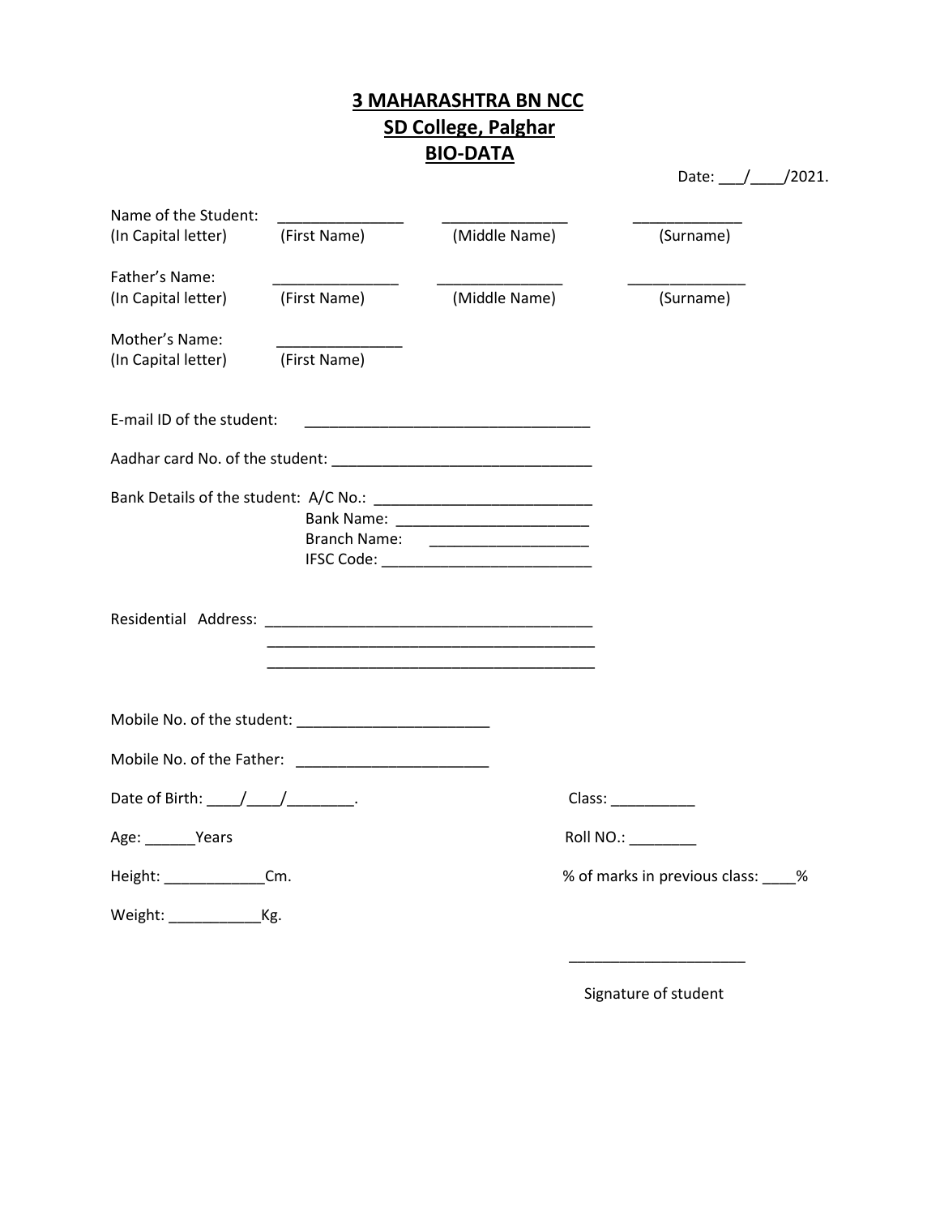# 3 MAHARASHTRA BN NCC
## SD College, Palghar
## BIO-DATA

Date: ___/____/2021.

Name of the Student: _______________ _______________ _____________
(In Capital letter) (First Name) (Middle Name) (Surname)

Father's Name: _______________ _______________ ______________
(In Capital letter) (First Name) (Middle Name) (Surname)

Mother's Name: _______________
(In Capital letter) (First Name)

E-mail ID of the student: __________________________________

Aadhar card No. of the student: _______________________________

Bank Details of the student: A/C No.: __________________________
Bank Name: _______________________
Branch Name: ___________________
IFSC Code: _________________________

Residential Address: _______________________________________
_______________________________________
_______________________________________

Mobile No. of the student: _______________________

Mobile No. of the Father: _______________________

Date of Birth: ____/____/________.

Class: __________

Age: ______Years

Roll NO.: ________

Height: ____________Cm.

% of marks in previous class: ____%

Weight: ___________Kg.

_____________________

Signature of student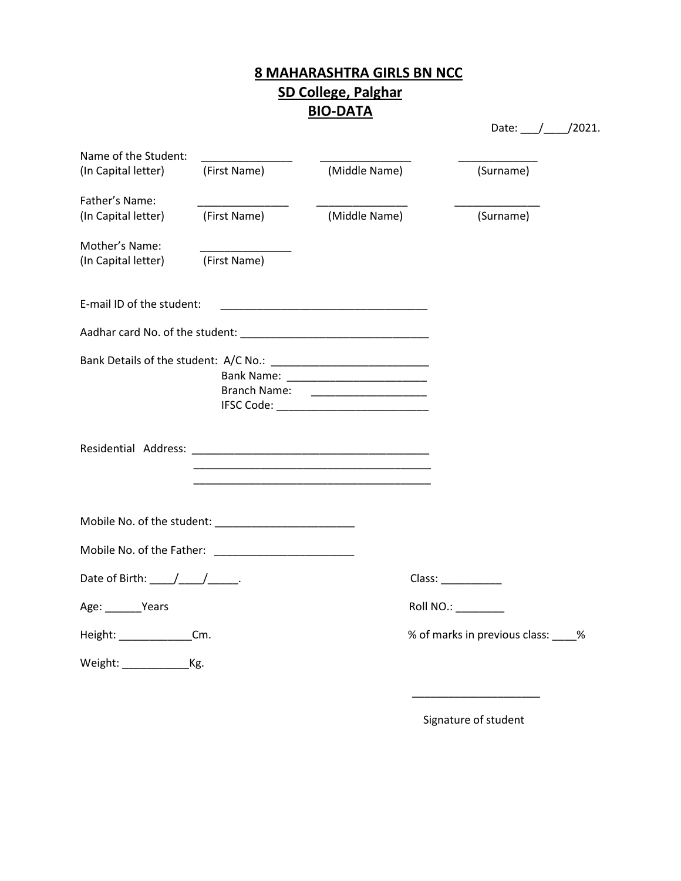## 8 MAHARASHTRA GIRLS BN NCC
## SD College, Palghar
## BIO-DATA

Date: ___/____/2021.

Name of the Student: _______________ _______________ _____________
(In Capital letter) (First Name) (Middle Name) (Surname)

Father's Name: _______________ _______________ ______________
(In Capital letter) (First Name) (Middle Name) (Surname)

Mother's Name: _______________
(In Capital letter) (First Name)

E-mail ID of the student: __________________________________

Aadhar card No. of the student: _______________________________

Bank Details of the student: A/C No.: __________________________
Bank Name: _______________________
Branch Name: ___________________
IFSC Code: _________________________

Residential Address: _______________________________________
_______________________________________
_______________________________________

Mobile No. of the student: _______________________

Mobile No. of the Father: _______________________

Date of Birth: ____/____/_____.

Class: __________

Age: ______Years

Roll NO.: ________

Height: ____________Cm.

% of marks in previous class: ____%

Weight: ___________Kg.

_____________________

Signature of student